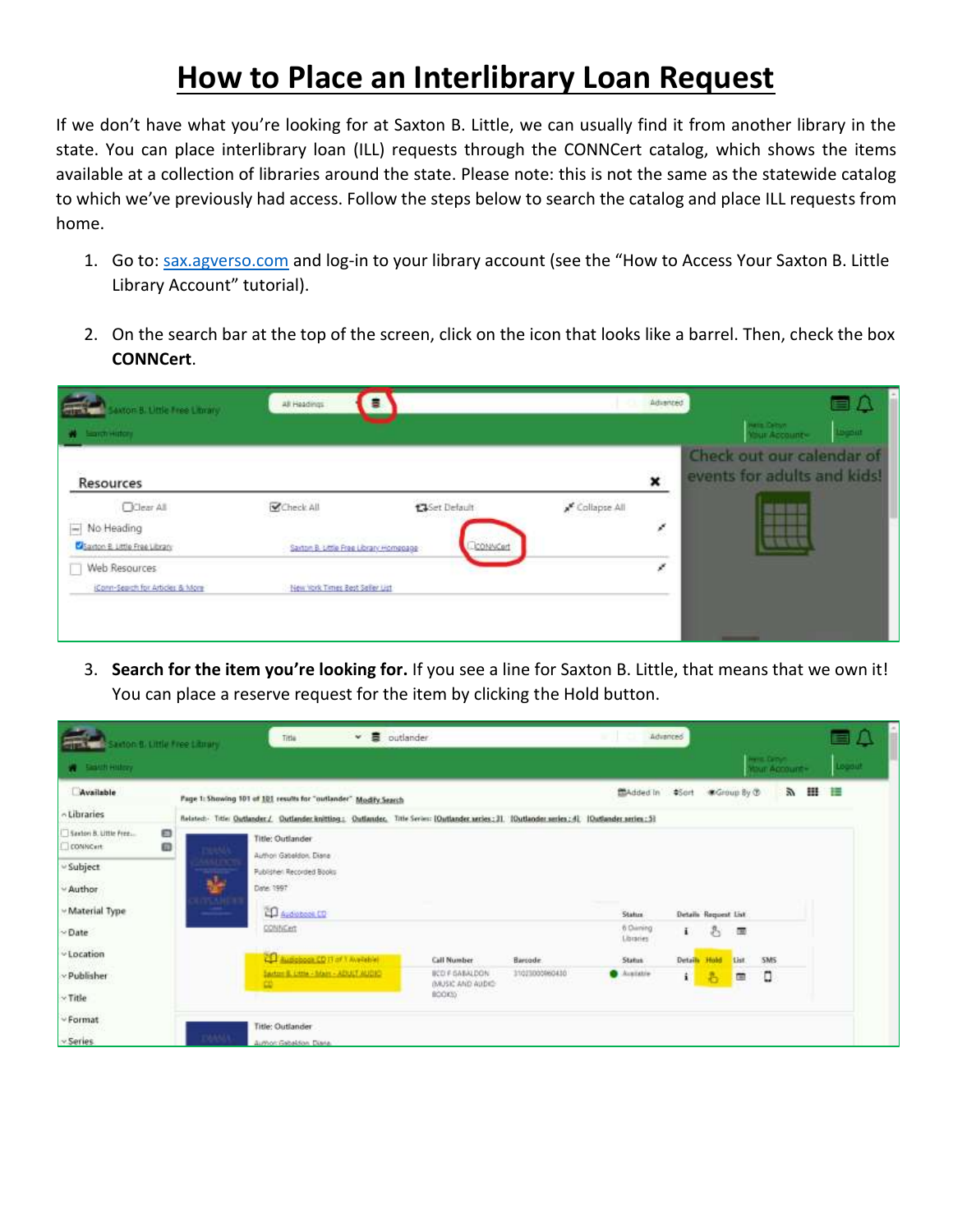# How to Place an Interlibrary Loan Request

If we don't have what you're looking for at Saxton B. Little, we can usually find it from another library in the state. You can place interlibrary loan (ILL) requests through the CONNCert catalog, which shows the items available at a collection of libraries around the state. Please note: this is not the same as the statewide catalog to which we've previously had access. Follow the steps below to search the catalog and place ILL requests from home.

1. Go to: sax.agverso.com and log-in to your library account (see the "How to Access Your Saxton B. Little Library Account" tutorial).

2. On the search bar at the top of the screen, click on the icon that looks like a barrel. Then, check the box **CONNCert**.

3. **Search for the item you're looking for.** If you see a line for Saxton B. Little, that means that we own it! You can place a reserve request for the item by clicking the Hold button.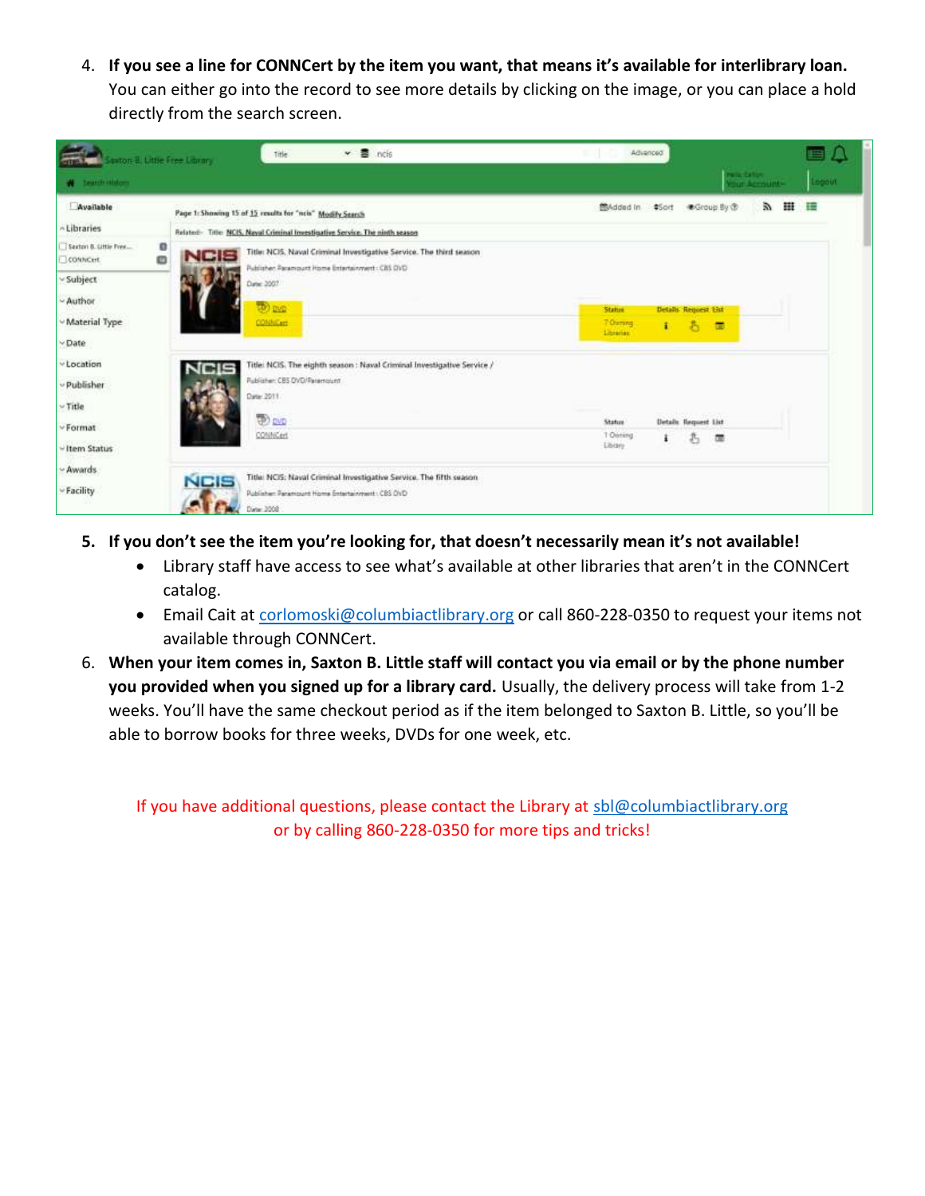4. **If you see a line for CONNCert by the item you want, that means it's available for interlibrary loan.** You can either go into the record to see more details by clicking on the image, or you can place a hold directly from the search screen.

5. **If you don't see the item you're looking for, that doesn't necessarily mean it's not available!**
   - Library staff have access to see what's available at other libraries that aren't in the CONNCert catalog.
   - Email Cait at corlomoski@columbiactlibrary.org or call 860-228-0350 to request your items not available through CONNCert.
6. **When your item comes in, Saxton B. Little staff will contact you via email or by the phone number you provided when you signed up for a library card.** Usually, the delivery process will take from 1-2 weeks. You'll have the same checkout period as if the item belonged to Saxton B. Little, so you'll be able to borrow books for three weeks, DVDs for one week, etc.

If you have additional questions, please contact the Library at sbl@columbiactlibrary.org or by calling 860-228-0350 for more tips and tricks!